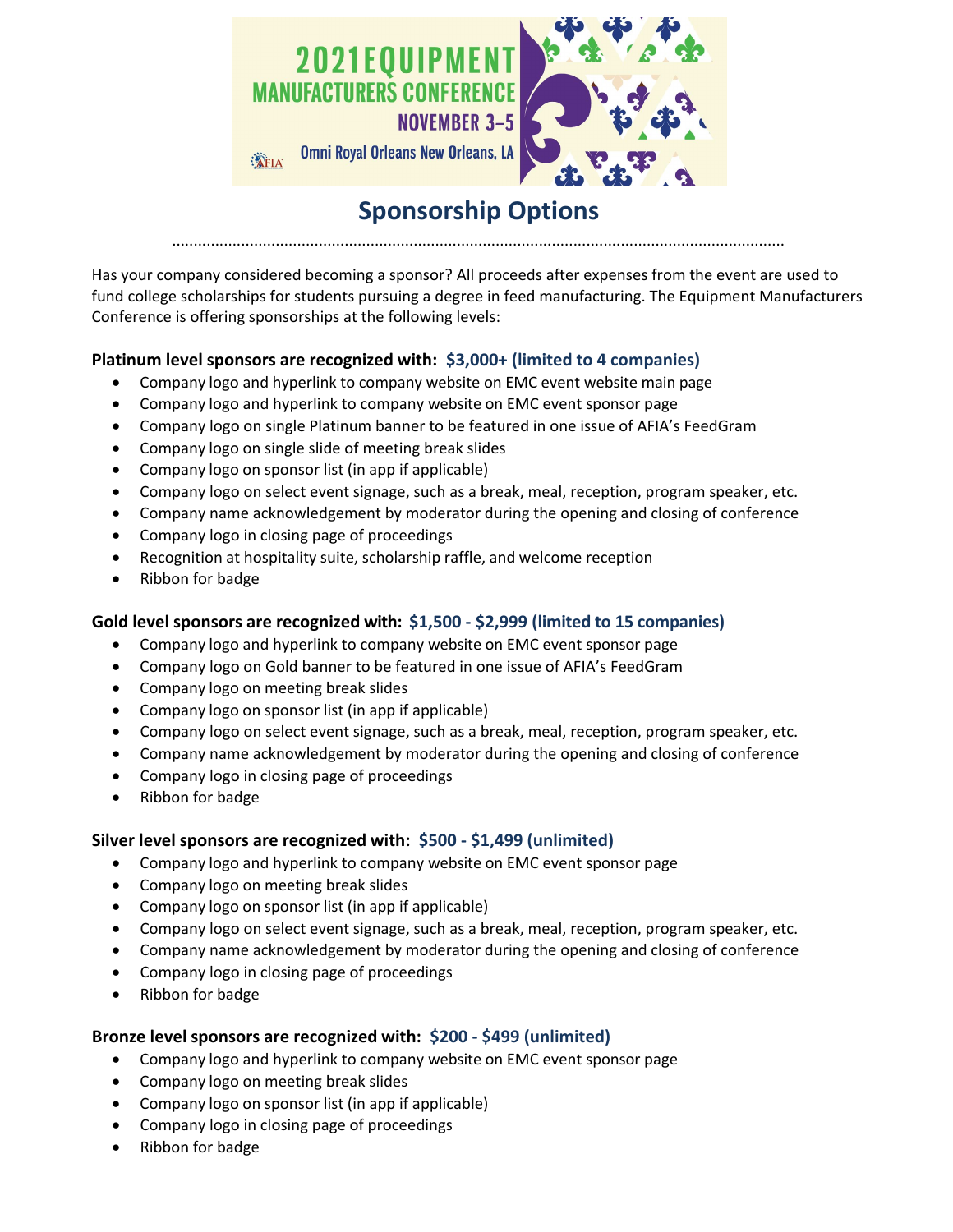# 2021 EQUIPMENT MANUFACTURERS CONFERENCE

**NOVEMBER 3–5**

Omni Royal Orleans New Orleans, LA

AFIA

## Sponsorship Options

Has your company considered becoming a sponsor? All proceeds after expenses from the event are used to fund college scholarships for students pursuing a degree in feed manufacturing. The Equipment Manufacturers Conference is offering sponsorships at the following levels:

**Platinum level sponsors are recognized with: $3,000+ (limited to 4 companies)**

- Company logo and hyperlink to company website on EMC event website main page
- Company logo and hyperlink to company website on EMC event sponsor page
- Company logo on single Platinum banner to be featured in one issue of AFIA's FeedGram
- Company logo on single slide of meeting break slides
- Company logo on sponsor list (in app if applicable)
- Company logo on select event signage, such as a break, meal, reception, program speaker, etc.
- Company name acknowledgement by moderator during the opening and closing of conference
- Company logo in closing page of proceedings
- Recognition at hospitality suite, scholarship raffle, and welcome reception
- Ribbon for badge

**Gold level sponsors are recognized with: $1,500 - $2,999 (limited to 15 companies)**

- Company logo and hyperlink to company website on EMC event sponsor page
- Company logo on Gold banner to be featured in one issue of AFIA's FeedGram
- Company logo on meeting break slides
- Company logo on sponsor list (in app if applicable)
- Company logo on select event signage, such as a break, meal, reception, program speaker, etc.
- Company name acknowledgement by moderator during the opening and closing of conference
- Company logo in closing page of proceedings
- Ribbon for badge

**Silver level sponsors are recognized with: $500 - $1,499 (unlimited)**

- Company logo and hyperlink to company website on EMC event sponsor page
- Company logo on meeting break slides
- Company logo on sponsor list (in app if applicable)
- Company logo on select event signage, such as a break, meal, reception, program speaker, etc.
- Company name acknowledgement by moderator during the opening and closing of conference
- Company logo in closing page of proceedings
- Ribbon for badge

**Bronze level sponsors are recognized with: $200 - $499 (unlimited)**

- Company logo and hyperlink to company website on EMC event sponsor page
- Company logo on meeting break slides
- Company logo on sponsor list (in app if applicable)
- Company logo in closing page of proceedings
- Ribbon for badge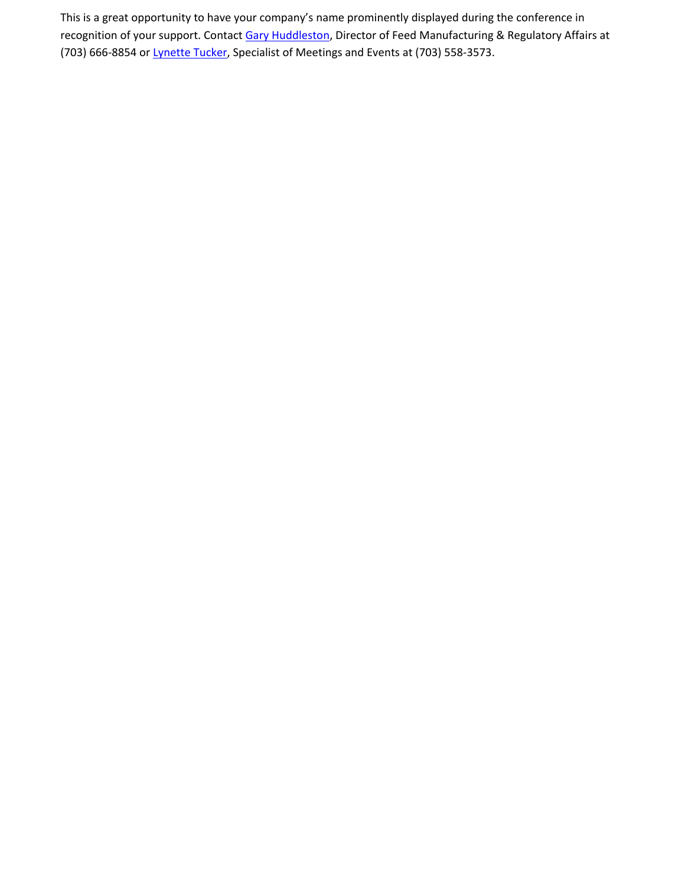This is a great opportunity to have your company's name prominently displayed during the conference in recognition of your support. Contact Gary Huddleston, Director of Feed Manufacturing & Regulatory Affairs at (703) 666-8854 or Lynette Tucker, Specialist of Meetings and Events at (703) 558-3573.